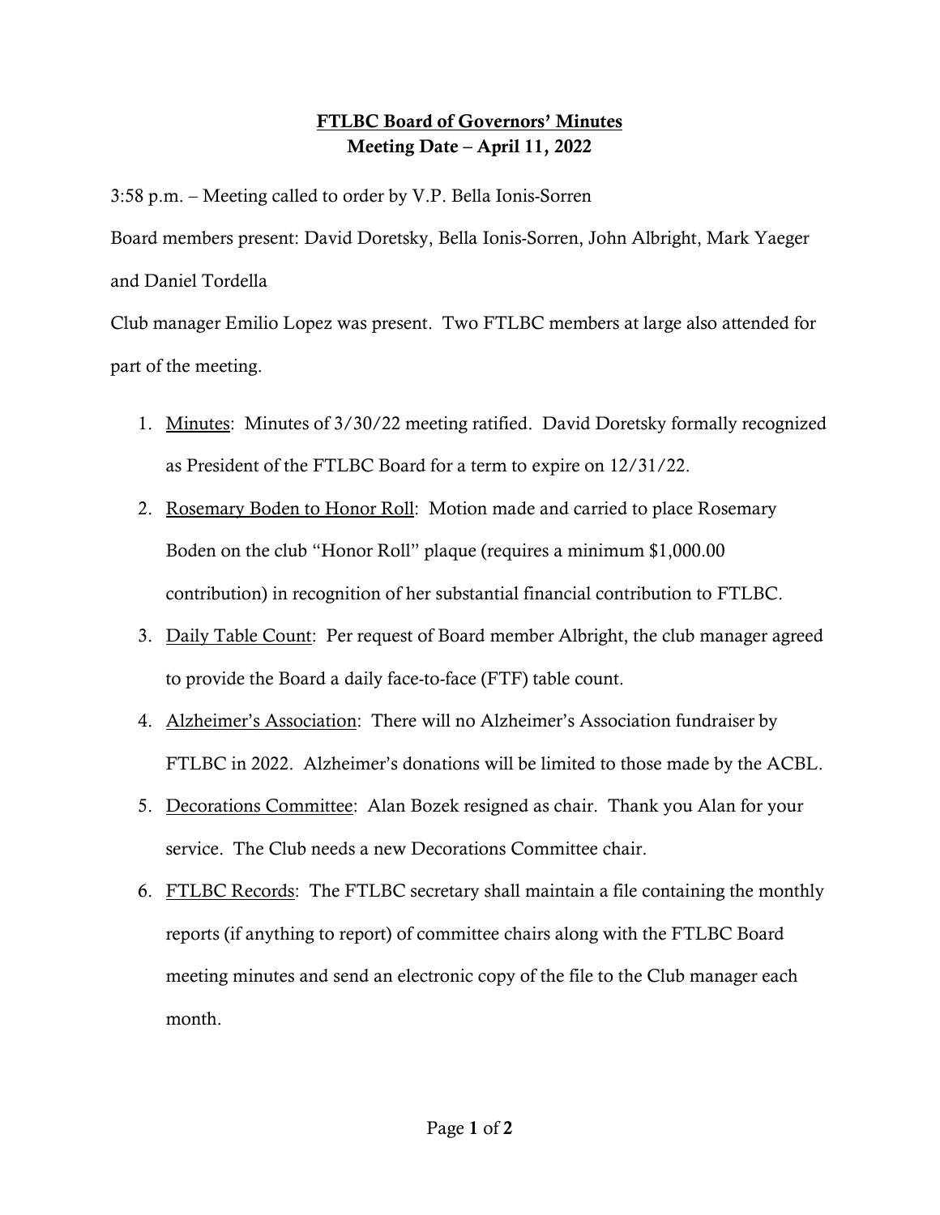**<u>FTLBC Board of Governors' Minutes</u>**
**Meeting Date – April 11, 2022**

3:58 p.m. – Meeting called to order by V.P. Bella Ionis-Sorren

Board members present: David Doretsky, Bella Ionis-Sorren, John Albright, Mark Yaeger and Daniel Tordella

Club manager Emilio Lopez was present. Two FTLBC members at large also attended for part of the meeting.

1. <u>Minutes</u>: Minutes of 3/30/22 meeting ratified. David Doretsky formally recognized as President of the FTLBC Board for a term to expire on 12/31/22.
2. <u>Rosemary Boden to Honor Roll</u>: Motion made and carried to place Rosemary Boden on the club "Honor Roll" plaque (requires a minimum $1,000.00 contribution) in recognition of her substantial financial contribution to FTLBC.
3. <u>Daily Table Count</u>: Per request of Board member Albright, the club manager agreed to provide the Board a daily face-to-face (FTF) table count.
4. <u>Alzheimer's Association</u>: There will no Alzheimer's Association fundraiser by FTLBC in 2022. Alzheimer's donations will be limited to those made by the ACBL.
5. <u>Decorations Committee</u>: Alan Bozek resigned as chair. Thank you Alan for your service. The Club needs a new Decorations Committee chair.
6. <u>FTLBC Records</u>: The FTLBC secretary shall maintain a file containing the monthly reports (if anything to report) of committee chairs along with the FTLBC Board meeting minutes and send an electronic copy of the file to the Club manager each month.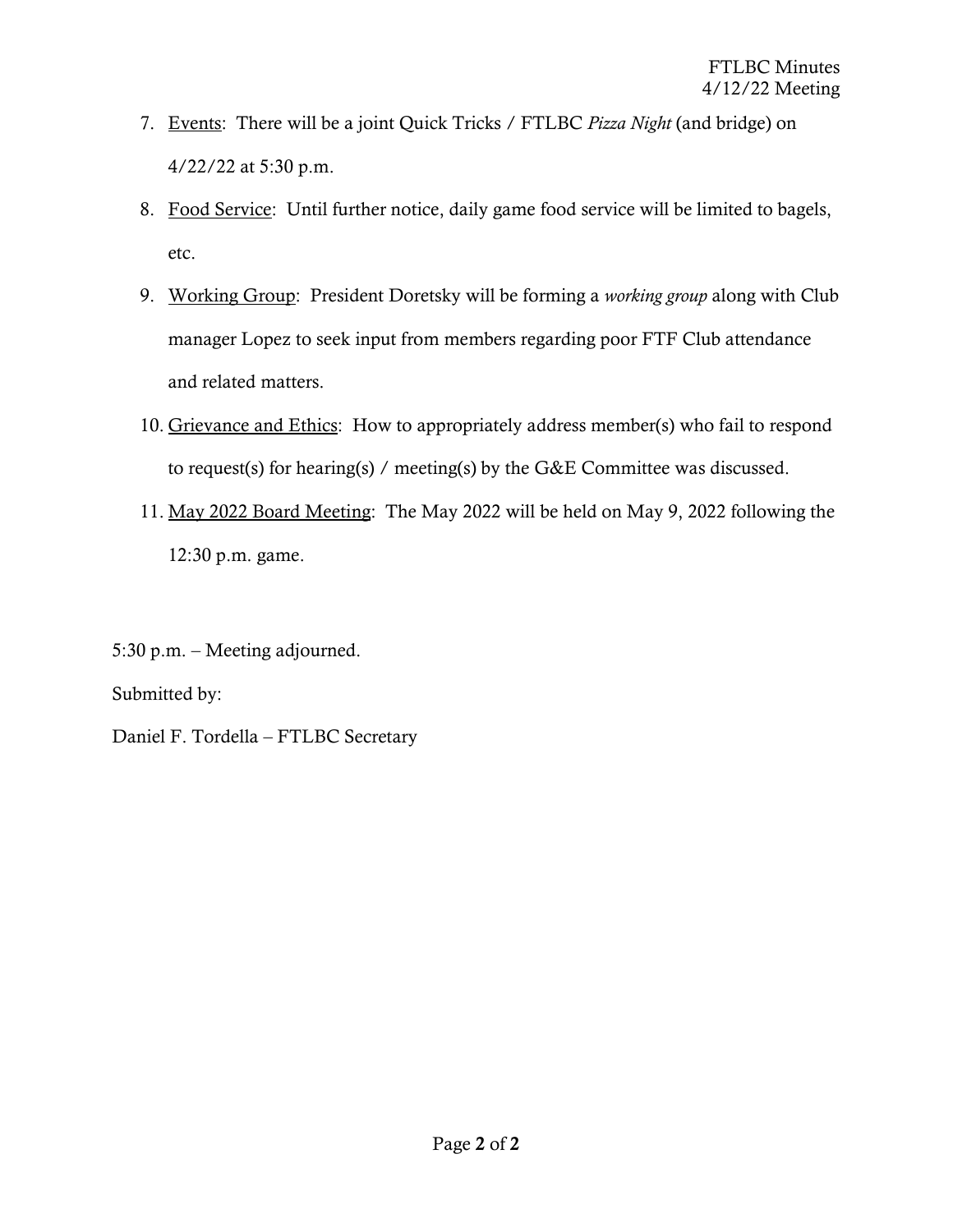7. Events: There will be a joint Quick Tricks / FTLBC *Pizza Night* (and bridge) on 4/22/22 at 5:30 p.m.

8. Food Service: Until further notice, daily game food service will be limited to bagels, etc.

9. Working Group: President Doretsky will be forming a *working group* along with Club manager Lopez to seek input from members regarding poor FTF Club attendance and related matters.

10. Grievance and Ethics: How to appropriately address member(s) who fail to respond to request(s) for hearing(s) / meeting(s) by the G&E Committee was discussed.

11. May 2022 Board Meeting: The May 2022 will be held on May 9, 2022 following the 12:30 p.m. game.

5:30 p.m. – Meeting adjourned.

Submitted by:

Daniel F. Tordella – FTLBC Secretary